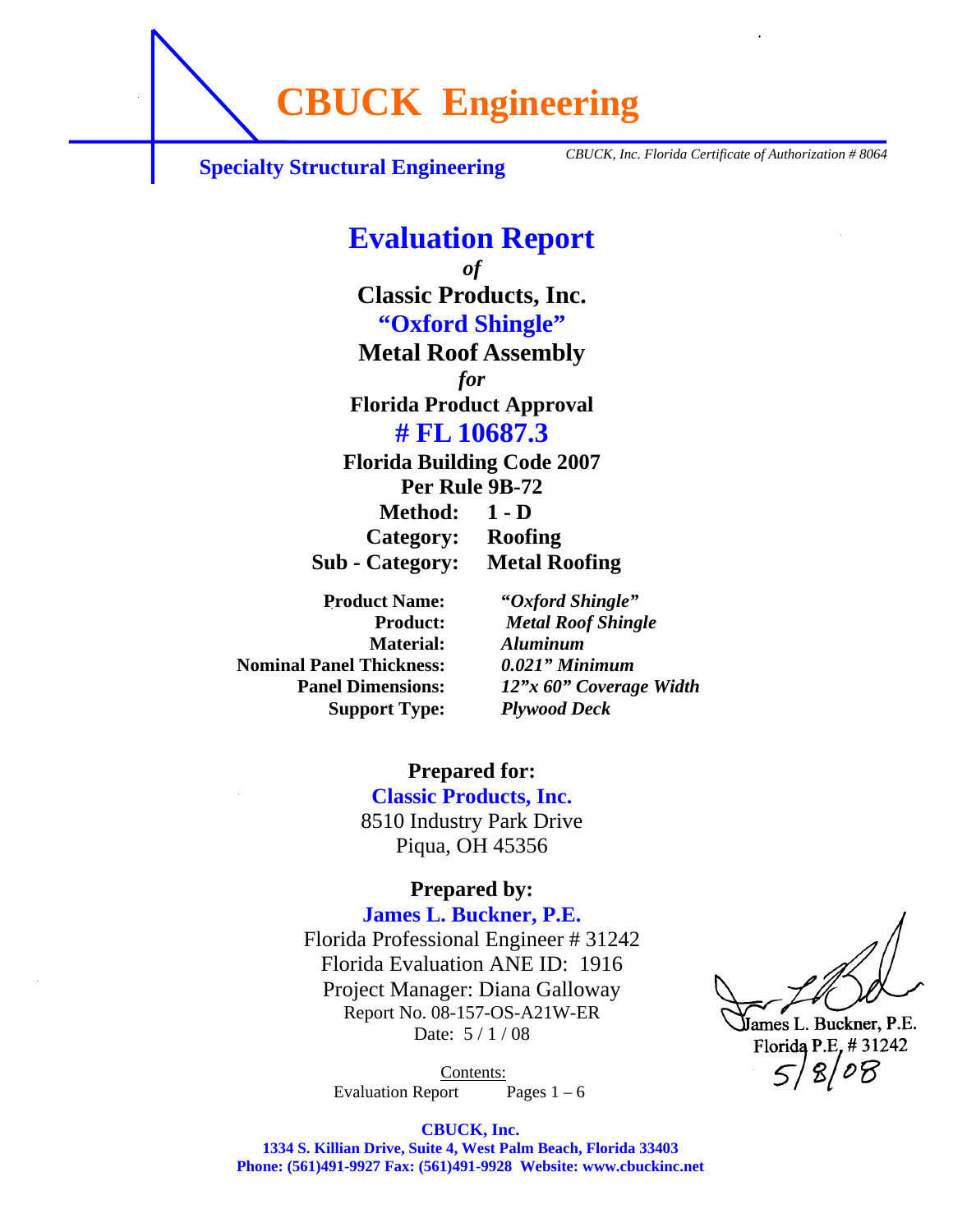# CBUCK Engineering

**Specialty Structural Engineering**

*CBUCK, Inc. Florida Certificate of Authorization # 8064*

# Evaluation Report

*of*

**Classic Products, Inc.**

**"Oxford Shingle"**

**Metal Roof Assembly**

*for*

**Florida Product Approval**

## # FL 10687.3

**Florida Building Code 2007**

**Per Rule 9B-72**

| | |
|---|---|
| **Method:** | **1 - D** |
| **Category:** | **Roofing** |
| **Sub - Category:** | **Metal Roofing** |

| | |
|---|---|
| **Product Name:** | ***"Oxford Shingle"*** |
| **Product:** | ***Metal Roof Shingle*** |
| **Material:** | ***Aluminum*** |
| **Nominal Panel Thickness:** | ***0.021" Minimum*** |
| **Panel Dimensions:** | ***12"x 60" Coverage Width*** |
| **Support Type:** | ***Plywood Deck*** |

**Prepared for:**

**Classic Products, Inc.**

8510 Industry Park Drive

Piqua, OH 45356

**Prepared by:**

**James L. Buckner, P.E.**

Florida Professional Engineer # 31242

Florida Evaluation ANE ID: 1916

Project Manager: Diana Galloway

Report No. 08-157-OS-A21W-ER

Date: 5 / 1 / 08

James L. Buckner, P.E.
Florida P.E. # 31242
5/8/08

Contents:

Evaluation Report Pages 1 – 6

**CBUCK, Inc.**

**1334 S. Killian Drive, Suite 4, West Palm Beach, Florida 33403**

**Phone: (561)491-9927 Fax: (561)491-9928 Website: www.cbuckinc.net**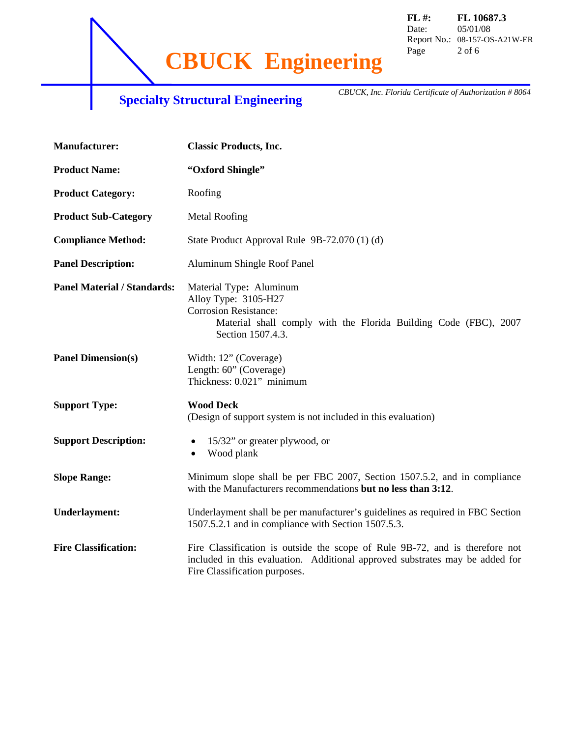| | |
|---|---|
| **Manufacturer:** | **Classic Products, Inc.** |
| **Product Name:** | **"Oxford Shingle"** |
| **Product Category:** | Roofing |
| **Product Sub-Category** | Metal Roofing |
| **Compliance Method:** | State Product Approval Rule 9B-72.070 (1) (d) |
| **Panel Description:** | Aluminum Shingle Roof Panel |
| **Panel Material / Standards:** | Material Type**:** Aluminum<br>Alloy Type: 3105-H27<br>Corrosion Resistance:<br>Material shall comply with the Florida Building Code (FBC), 2007 Section 1507.4.3. |
| **Panel Dimension(s)** | Width: 12" (Coverage)<br>Length: 60" (Coverage)<br>Thickness: 0.021" minimum |
| **Support Type:** | **Wood Deck**<br>(Design of support system is not included in this evaluation) |
| **Support Description:** | • 15/32" or greater plywood, or<br>• Wood plank |
| **Slope Range:** | Minimum slope shall be per FBC 2007, Section 1507.5.2, and in compliance with the Manufacturers recommendations **but no less than 3:12**. |
| **Underlayment:** | Underlayment shall be per manufacturer's guidelines as required in FBC Section 1507.5.2.1 and in compliance with Section 1507.5.3. |
| **Fire Classification:** | Fire Classification is outside the scope of Rule 9B-72, and is therefore not included in this evaluation. Additional approved substrates may be added for Fire Classification purposes. |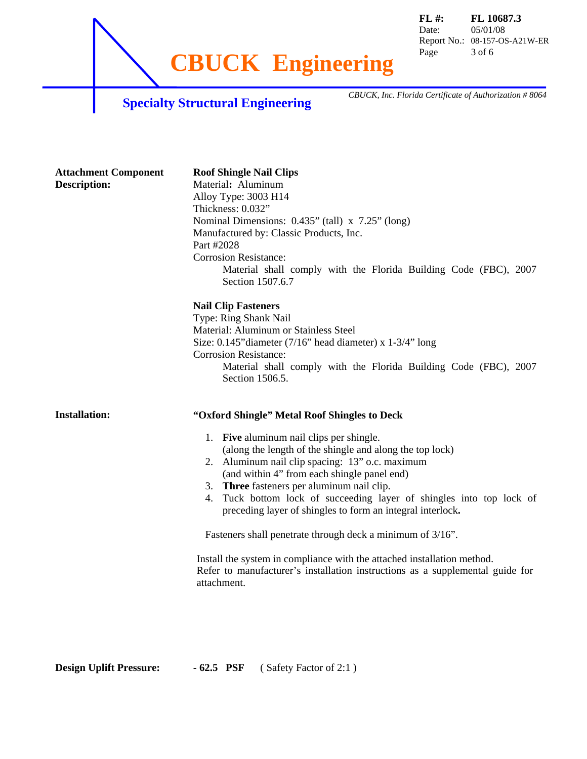**Attachment Component Description:**

**Roof Shingle Nail Clips**
Material**:** Aluminum
Alloy Type: 3003 H14
Thickness: 0.032"
Nominal Dimensions: 0.435" (tall) x 7.25" (long)
Manufactured by: Classic Products, Inc.
Part #2028
Corrosion Resistance:
Material shall comply with the Florida Building Code (FBC), 2007 Section 1507.6.7

**Nail Clip Fasteners**
Type: Ring Shank Nail
Material: Aluminum or Stainless Steel
Size: 0.145"diameter (7/16" head diameter) x 1-3/4" long
Corrosion Resistance:
Material shall comply with the Florida Building Code (FBC), 2007 Section 1506.5.

**Installation:**

**"Oxford Shingle" Metal Roof Shingles to Deck**

1. **Five** aluminum nail clips per shingle.
   (along the length of the shingle and along the top lock)
2. Aluminum nail clip spacing: 13" o.c. maximum
   (and within 4" from each shingle panel end)
3. **Three** fasteners per aluminum nail clip.
4. Tuck bottom lock of succeeding layer of shingles into top lock of preceding layer of shingles to form an integral interlock**.**

Fasteners shall penetrate through deck a minimum of 3/16".

Install the system in compliance with the attached installation method.
Refer to manufacturer's installation instructions as a supplemental guide for attachment.

**Design Uplift Pressure:** **- 62.5 PSF** ( Safety Factor of 2:1 )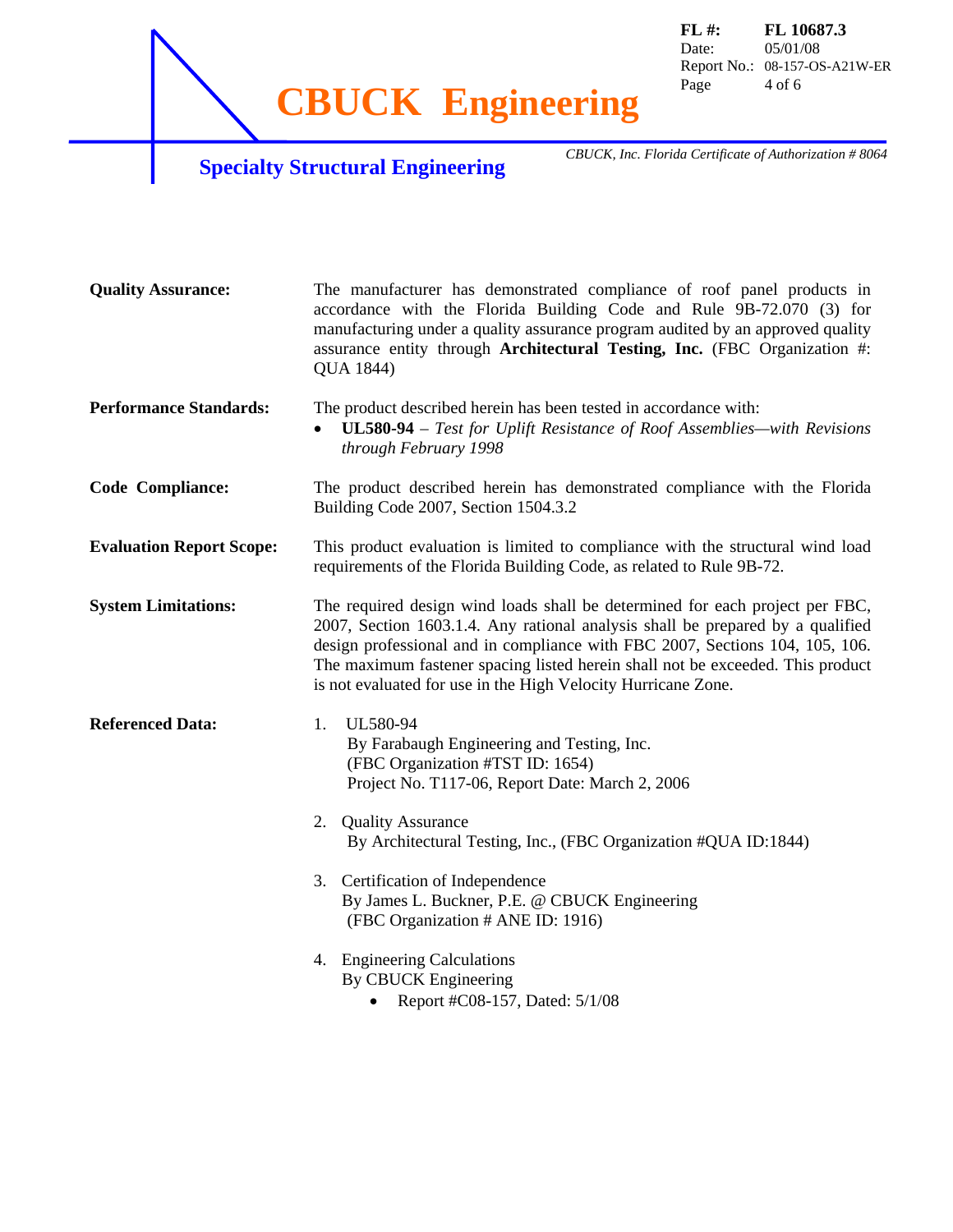**Quality Assurance:** The manufacturer has demonstrated compliance of roof panel products in accordance with the Florida Building Code and Rule 9B-72.070 (3) for manufacturing under a quality assurance program audited by an approved quality assurance entity through **Architectural Testing, Inc.** (FBC Organization #: QUA 1844)

**Performance Standards:** The product described herein has been tested in accordance with:

- **UL580-94** – *Test for Uplift Resistance of Roof Assemblies—with Revisions through February 1998*

**Code Compliance:** The product described herein has demonstrated compliance with the Florida Building Code 2007, Section 1504.3.2

**Evaluation Report Scope:** This product evaluation is limited to compliance with the structural wind load requirements of the Florida Building Code, as related to Rule 9B-72.

**System Limitations:** The required design wind loads shall be determined for each project per FBC, 2007, Section 1603.1.4. Any rational analysis shall be prepared by a qualified design professional and in compliance with FBC 2007, Sections 104, 105, 106. The maximum fastener spacing listed herein shall not be exceeded. This product is not evaluated for use in the High Velocity Hurricane Zone.

**Referenced Data:**

1. UL580-94
   By Farabaugh Engineering and Testing, Inc.
   (FBC Organization #TST ID: 1654)
   Project No. T117-06, Report Date: March 2, 2006

2. Quality Assurance
   By Architectural Testing, Inc., (FBC Organization #QUA ID:1844)

3. Certification of Independence
   By James L. Buckner, P.E. @ CBUCK Engineering
   (FBC Organization # ANE ID: 1916)

4. Engineering Calculations
   By CBUCK Engineering
   - Report #C08-157, Dated: 5/1/08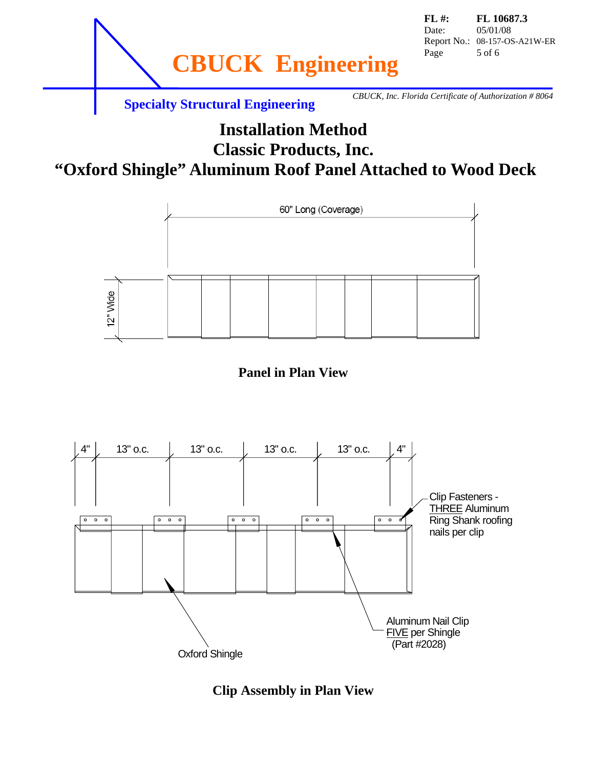# Installation Method
# Classic Products, Inc.
# "Oxford Shingle" Aluminum Roof Panel Attached to Wood Deck

60" Long (Coverage)

12" Wide

**Panel in Plan View**

4" | 13" o.c. | 13" o.c. | 13" o.c. | 13" o.c. | 4"

Clip Fasteners - THREE Aluminum Ring Shank roofing nails per clip

Aluminum Nail Clip FIVE per Shingle (Part #2028)

Oxford Shingle

**Clip Assembly in Plan View**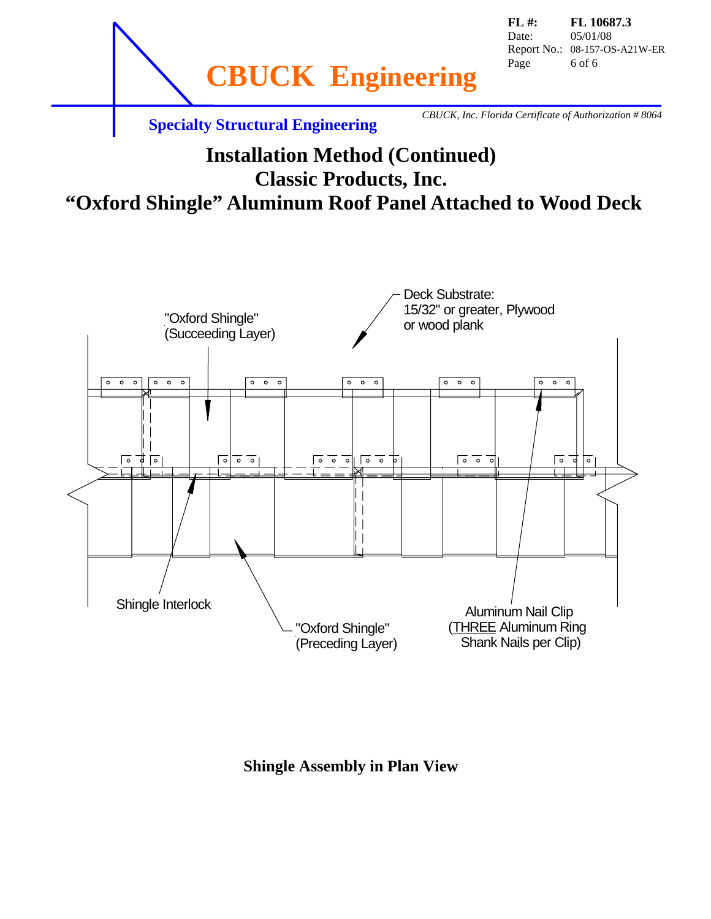# Installation Method (Continued)

# Classic Products, Inc.

# "Oxford Shingle" Aluminum Roof Panel Attached to Wood Deck

Deck Substrate:
15/32" or greater, Plywood
or wood plank

"Oxford Shingle"
(Succeeding Layer)

Shingle Interlock

"Oxford Shingle"
(Preceding Layer)

Aluminum Nail Clip
(THREE Aluminum Ring
Shank Nails per Clip)

**Shingle Assembly in Plan View**